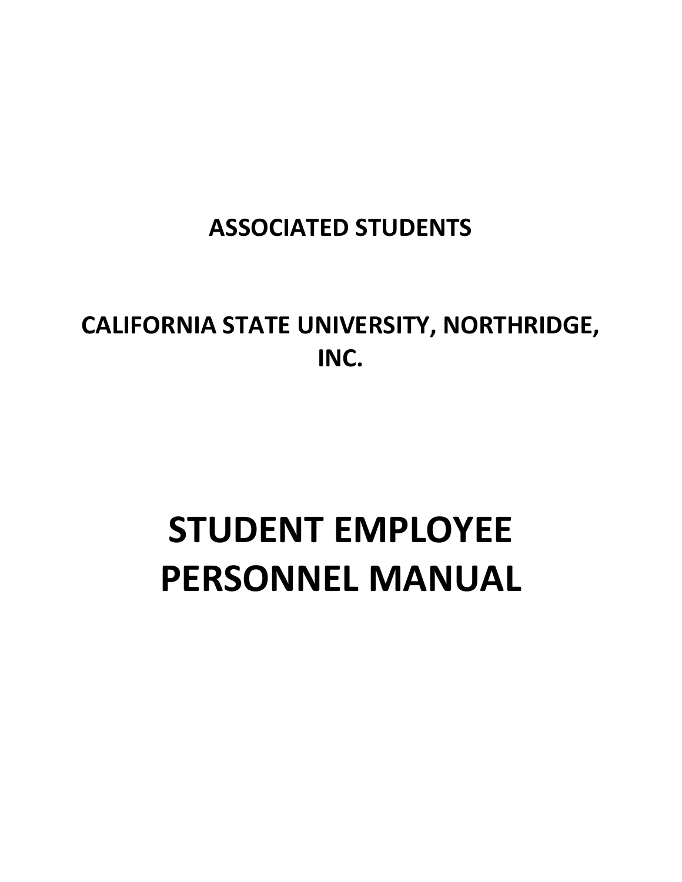**ASSOCIATED STUDENTS**

**CALIFORNIA STATE UNIVERSITY, NORTHRIDGE, INC.**

# STUDENT EMPLOYEE PERSONNEL MANUAL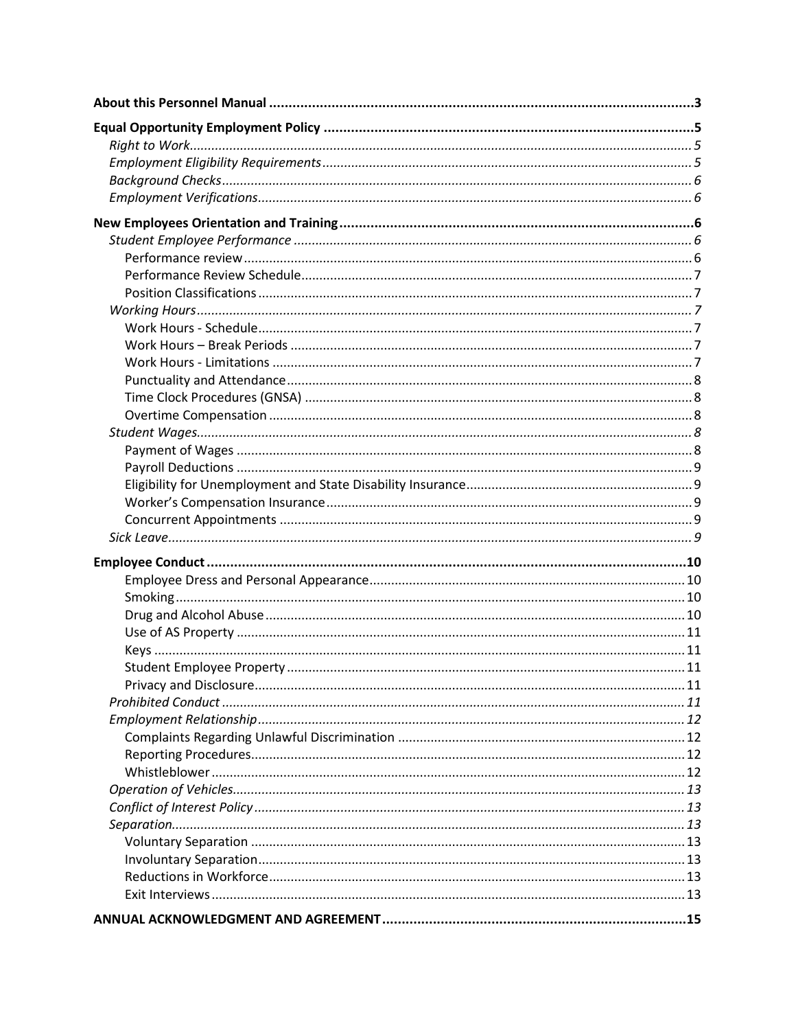**About this Personnel Manual** ........................................................................................................... **3**

**Equal Opportunity Employment Policy** ............................................................................................ **5**

*Right to Work* ........................................................................................................................... *5*

*Employment Eligibility Requirements* ..................................................................................... *5*

*Background Checks* ................................................................................................................ *6*

*Employment Verifications* ....................................................................................................... *6*

**New Employees Orientation and Training** ....................................................................................... **6**

*Student Employee Performance* .............................................................................................. *6*

Performance review ........................................................................................................... 6

Performance Review Schedule ........................................................................................... 7

Position Classifications ....................................................................................................... 7

*Working Hours* ........................................................................................................................ *7*

Work Hours - Schedule ....................................................................................................... 7

Work Hours – Break Periods ............................................................................................... 7

Work Hours - Limitations .................................................................................................... 7

Punctuality and Attendance ............................................................................................... 8

Time Clock Procedures (GNSA) .......................................................................................... 8

Overtime Compensation .................................................................................................... 8

*Student Wages* ........................................................................................................................ *8*

Payment of Wages ............................................................................................................. 8

Payroll Deductions ............................................................................................................. 9

Eligibility for Unemployment and State Disability Insurance .............................................. 9

Worker's Compensation Insurance .................................................................................... 9

Concurrent Appointments ................................................................................................. 9

*Sick Leave* ............................................................................................................................... *9*

**Employee Conduct** ........................................................................................................................ **10**

Employee Dress and Personal Appearance ....................................................................... 10

Smoking ........................................................................................................................... 10

Drug and Alcohol Abuse ................................................................................................... 10

Use of AS Property ........................................................................................................... 11

Keys ................................................................................................................................. 11

Student Employee Property ............................................................................................. 11

Privacy and Disclosure ...................................................................................................... 11

*Prohibited Conduct* .............................................................................................................. *11*

*Employment Relationship* ..................................................................................................... *12*

Complaints Regarding Unlawful Discrimination ............................................................... 12

Reporting Procedures ....................................................................................................... 12

Whistleblower .................................................................................................................. 12

*Operation of Vehicles* ............................................................................................................ *13*

*Conflict of Interest Policy* ...................................................................................................... *13*

*Separation* ............................................................................................................................ *13*

Voluntary Separation ....................................................................................................... 13

Involuntary Separation ..................................................................................................... 13

Reductions in Workforce .................................................................................................. 13

Exit Interviews ................................................................................................................. 13

**ANNUAL ACKNOWLEDGMENT AND AGREEMENT** ............................................................................ **15**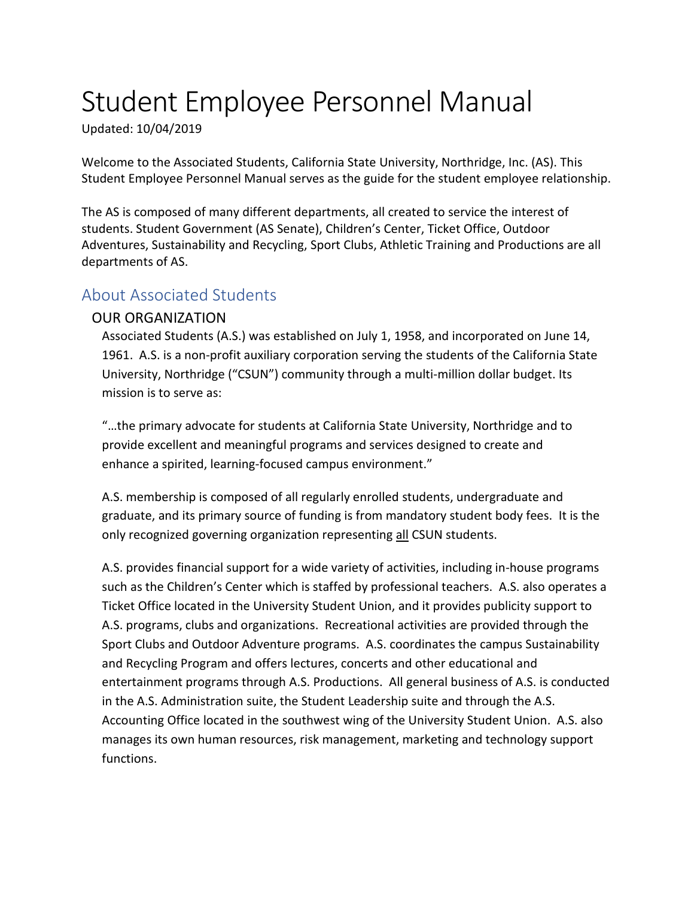# Student Employee Personnel Manual

Updated: 10/04/2019

Welcome to the Associated Students, California State University, Northridge, Inc. (AS). This Student Employee Personnel Manual serves as the guide for the student employee relationship.

The AS is composed of many different departments, all created to service the interest of students. Student Government (AS Senate), Children's Center, Ticket Office, Outdoor Adventures, Sustainability and Recycling, Sport Clubs, Athletic Training and Productions are all departments of AS.

## About Associated Students

### OUR ORGANIZATION

Associated Students (A.S.) was established on July 1, 1958, and incorporated on June 14, 1961. A.S. is a non-profit auxiliary corporation serving the students of the California State University, Northridge ("CSUN") community through a multi-million dollar budget. Its mission is to serve as:

"…the primary advocate for students at California State University, Northridge and to provide excellent and meaningful programs and services designed to create and enhance a spirited, learning-focused campus environment."

A.S. membership is composed of all regularly enrolled students, undergraduate and graduate, and its primary source of funding is from mandatory student body fees. It is the only recognized governing organization representing <u>all</u> CSUN students.

A.S. provides financial support for a wide variety of activities, including in-house programs such as the Children's Center which is staffed by professional teachers. A.S. also operates a Ticket Office located in the University Student Union, and it provides publicity support to A.S. programs, clubs and organizations. Recreational activities are provided through the Sport Clubs and Outdoor Adventure programs. A.S. coordinates the campus Sustainability and Recycling Program and offers lectures, concerts and other educational and entertainment programs through A.S. Productions. All general business of A.S. is conducted in the A.S. Administration suite, the Student Leadership suite and through the A.S. Accounting Office located in the southwest wing of the University Student Union. A.S. also manages its own human resources, risk management, marketing and technology support functions.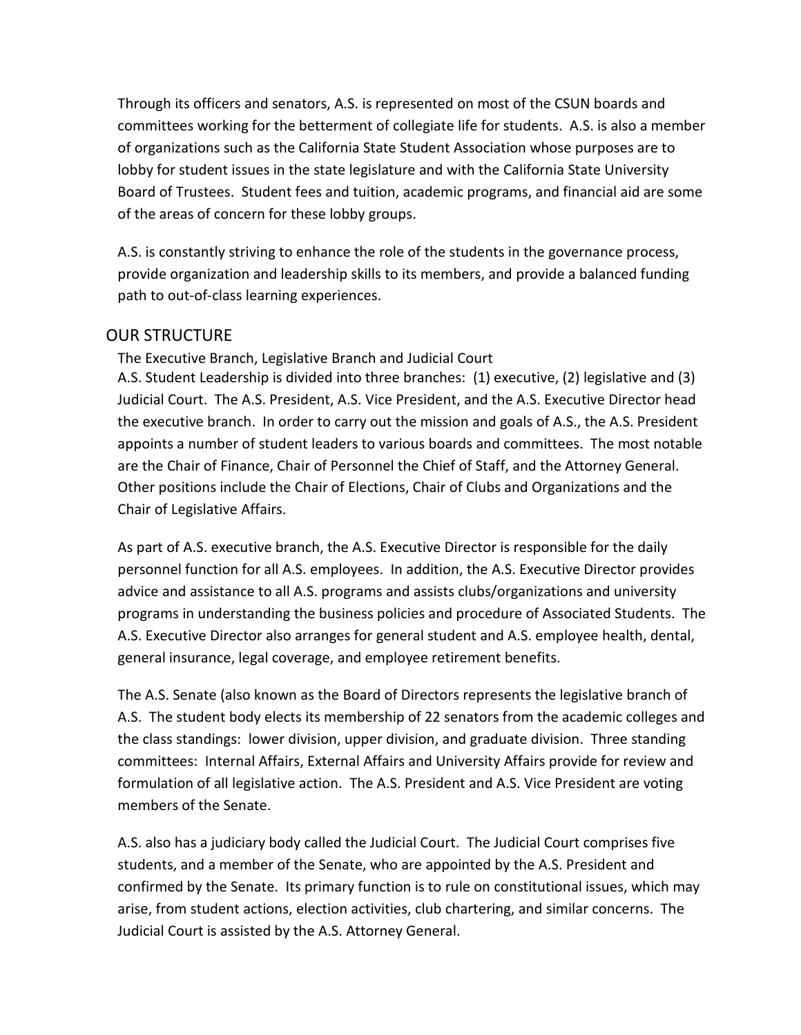Through its officers and senators, A.S. is represented on most of the CSUN boards and committees working for the betterment of collegiate life for students. A.S. is also a member of organizations such as the California State Student Association whose purposes are to lobby for student issues in the state legislature and with the California State University Board of Trustees. Student fees and tuition, academic programs, and financial aid are some of the areas of concern for these lobby groups.

A.S. is constantly striving to enhance the role of the students in the governance process, provide organization and leadership skills to its members, and provide a balanced funding path to out-of-class learning experiences.

## OUR STRUCTURE

The Executive Branch, Legislative Branch and Judicial Court

A.S. Student Leadership is divided into three branches: (1) executive, (2) legislative and (3) Judicial Court. The A.S. President, A.S. Vice President, and the A.S. Executive Director head the executive branch. In order to carry out the mission and goals of A.S., the A.S. President appoints a number of student leaders to various boards and committees. The most notable are the Chair of Finance, Chair of Personnel the Chief of Staff, and the Attorney General. Other positions include the Chair of Elections, Chair of Clubs and Organizations and the Chair of Legislative Affairs.

As part of A.S. executive branch, the A.S. Executive Director is responsible for the daily personnel function for all A.S. employees. In addition, the A.S. Executive Director provides advice and assistance to all A.S. programs and assists clubs/organizations and university programs in understanding the business policies and procedure of Associated Students. The A.S. Executive Director also arranges for general student and A.S. employee health, dental, general insurance, legal coverage, and employee retirement benefits.

The A.S. Senate (also known as the Board of Directors represents the legislative branch of A.S. The student body elects its membership of 22 senators from the academic colleges and the class standings: lower division, upper division, and graduate division. Three standing committees: Internal Affairs, External Affairs and University Affairs provide for review and formulation of all legislative action. The A.S. President and A.S. Vice President are voting members of the Senate.

A.S. also has a judiciary body called the Judicial Court. The Judicial Court comprises five students, and a member of the Senate, who are appointed by the A.S. President and confirmed by the Senate. Its primary function is to rule on constitutional issues, which may arise, from student actions, election activities, club chartering, and similar concerns. The Judicial Court is assisted by the A.S. Attorney General.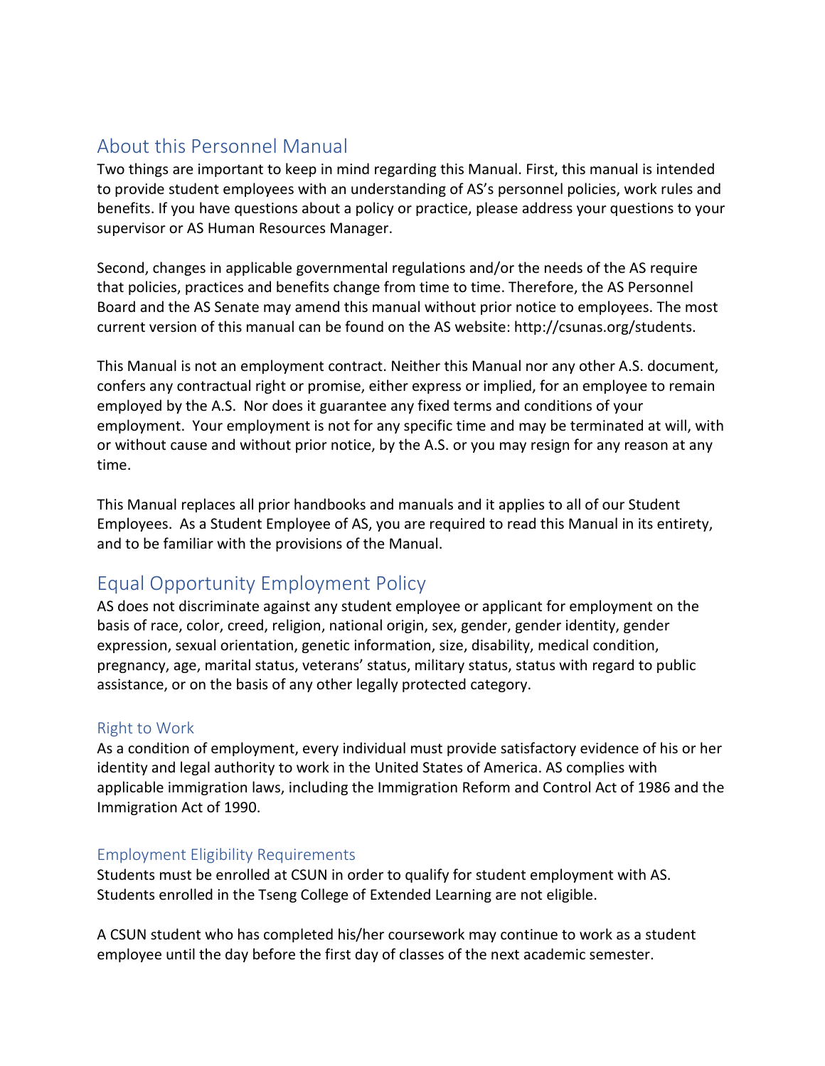## About this Personnel Manual

Two things are important to keep in mind regarding this Manual. First, this manual is intended to provide student employees with an understanding of AS's personnel policies, work rules and benefits. If you have questions about a policy or practice, please address your questions to your supervisor or AS Human Resources Manager.

Second, changes in applicable governmental regulations and/or the needs of the AS require that policies, practices and benefits change from time to time. Therefore, the AS Personnel Board and the AS Senate may amend this manual without prior notice to employees. The most current version of this manual can be found on the AS website: http://csunas.org/students.

This Manual is not an employment contract. Neither this Manual nor any other A.S. document, confers any contractual right or promise, either express or implied, for an employee to remain employed by the A.S. Nor does it guarantee any fixed terms and conditions of your employment. Your employment is not for any specific time and may be terminated at will, with or without cause and without prior notice, by the A.S. or you may resign for any reason at any time.

This Manual replaces all prior handbooks and manuals and it applies to all of our Student Employees. As a Student Employee of AS, you are required to read this Manual in its entirety, and to be familiar with the provisions of the Manual.

## Equal Opportunity Employment Policy

AS does not discriminate against any student employee or applicant for employment on the basis of race, color, creed, religion, national origin, sex, gender, gender identity, gender expression, sexual orientation, genetic information, size, disability, medical condition, pregnancy, age, marital status, veterans' status, military status, status with regard to public assistance, or on the basis of any other legally protected category.

### Right to Work

As a condition of employment, every individual must provide satisfactory evidence of his or her identity and legal authority to work in the United States of America. AS complies with applicable immigration laws, including the Immigration Reform and Control Act of 1986 and the Immigration Act of 1990.

### Employment Eligibility Requirements

Students must be enrolled at CSUN in order to qualify for student employment with AS. Students enrolled in the Tseng College of Extended Learning are not eligible.

A CSUN student who has completed his/her coursework may continue to work as a student employee until the day before the first day of classes of the next academic semester.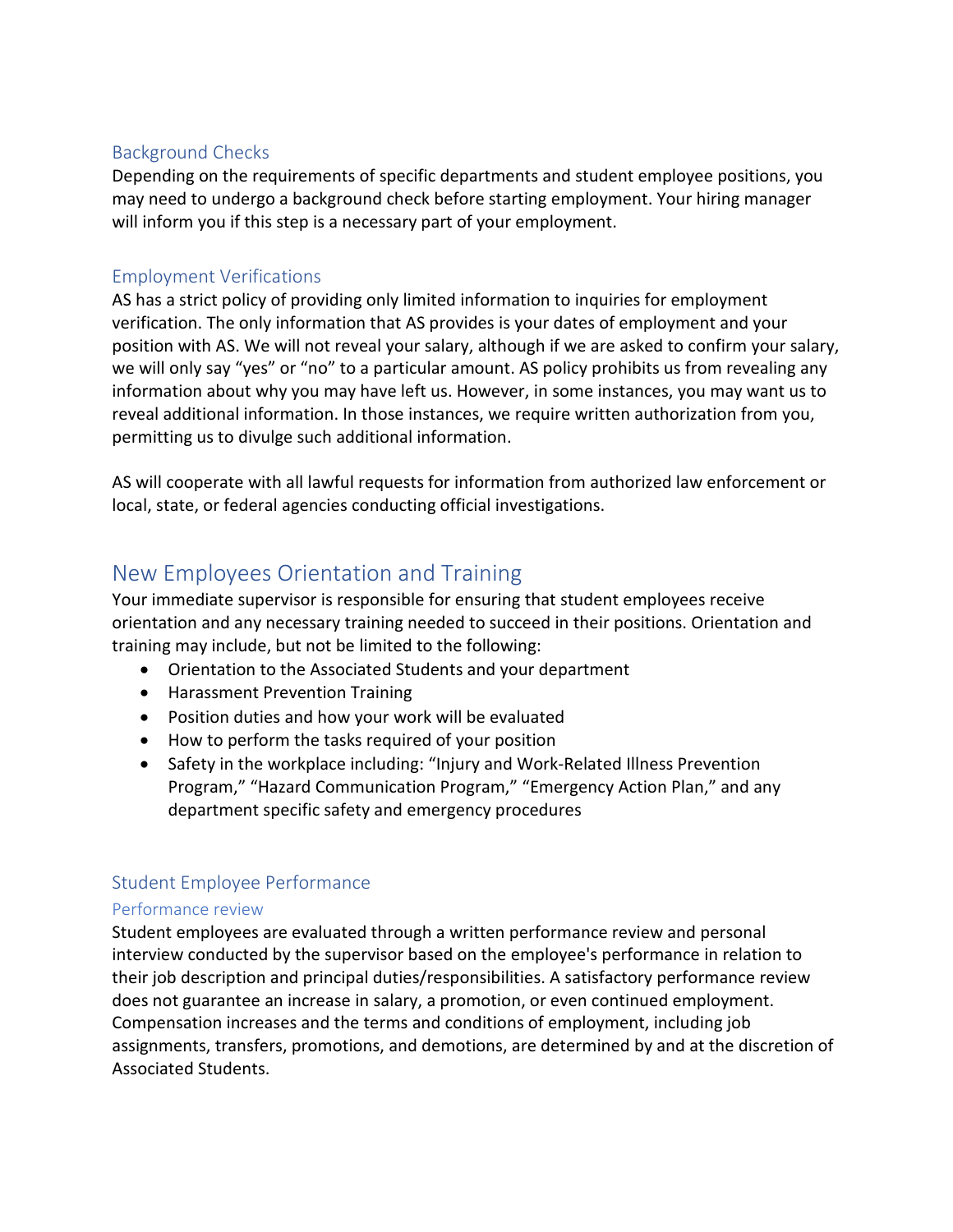### Background Checks

Depending on the requirements of specific departments and student employee positions, you may need to undergo a background check before starting employment. Your hiring manager will inform you if this step is a necessary part of your employment.

### Employment Verifications

AS has a strict policy of providing only limited information to inquiries for employment verification. The only information that AS provides is your dates of employment and your position with AS. We will not reveal your salary, although if we are asked to confirm your salary, we will only say "yes" or "no" to a particular amount. AS policy prohibits us from revealing any information about why you may have left us. However, in some instances, you may want us to reveal additional information. In those instances, we require written authorization from you, permitting us to divulge such additional information.

AS will cooperate with all lawful requests for information from authorized law enforcement or local, state, or federal agencies conducting official investigations.

## New Employees Orientation and Training

Your immediate supervisor is responsible for ensuring that student employees receive orientation and any necessary training needed to succeed in their positions. Orientation and training may include, but not be limited to the following:

- Orientation to the Associated Students and your department
- Harassment Prevention Training
- Position duties and how your work will be evaluated
- How to perform the tasks required of your position
- Safety in the workplace including: "Injury and Work-Related Illness Prevention Program," "Hazard Communication Program," "Emergency Action Plan," and any department specific safety and emergency procedures

### Student Employee Performance

#### Performance review

Student employees are evaluated through a written performance review and personal interview conducted by the supervisor based on the employee's performance in relation to their job description and principal duties/responsibilities. A satisfactory performance review does not guarantee an increase in salary, a promotion, or even continued employment. Compensation increases and the terms and conditions of employment, including job assignments, transfers, promotions, and demotions, are determined by and at the discretion of Associated Students.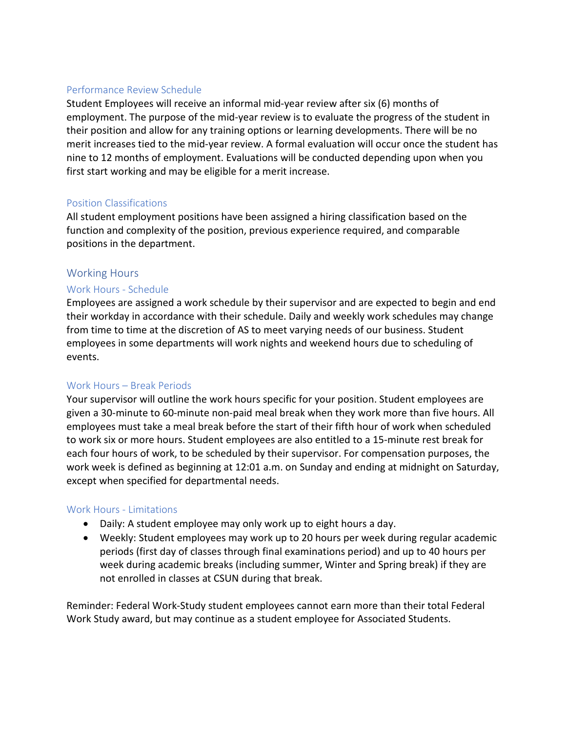### Performance Review Schedule

Student Employees will receive an informal mid-year review after six (6) months of employment. The purpose of the mid-year review is to evaluate the progress of the student in their position and allow for any training options or learning developments. There will be no merit increases tied to the mid-year review. A formal evaluation will occur once the student has nine to 12 months of employment. Evaluations will be conducted depending upon when you first start working and may be eligible for a merit increase.

### Position Classifications

All student employment positions have been assigned a hiring classification based on the function and complexity of the position, previous experience required, and comparable positions in the department.

## Working Hours

### Work Hours - Schedule

Employees are assigned a work schedule by their supervisor and are expected to begin and end their workday in accordance with their schedule. Daily and weekly work schedules may change from time to time at the discretion of AS to meet varying needs of our business. Student employees in some departments will work nights and weekend hours due to scheduling of events.

### Work Hours – Break Periods

Your supervisor will outline the work hours specific for your position. Student employees are given a 30-minute to 60-minute non-paid meal break when they work more than five hours. All employees must take a meal break before the start of their fifth hour of work when scheduled to work six or more hours. Student employees are also entitled to a 15-minute rest break for each four hours of work, to be scheduled by their supervisor. For compensation purposes, the work week is defined as beginning at 12:01 a.m. on Sunday and ending at midnight on Saturday, except when specified for departmental needs.

### Work Hours - Limitations

- Daily: A student employee may only work up to eight hours a day.
- Weekly: Student employees may work up to 20 hours per week during regular academic periods (first day of classes through final examinations period) and up to 40 hours per week during academic breaks (including summer, Winter and Spring break) if they are not enrolled in classes at CSUN during that break.

Reminder: Federal Work-Study student employees cannot earn more than their total Federal Work Study award, but may continue as a student employee for Associated Students.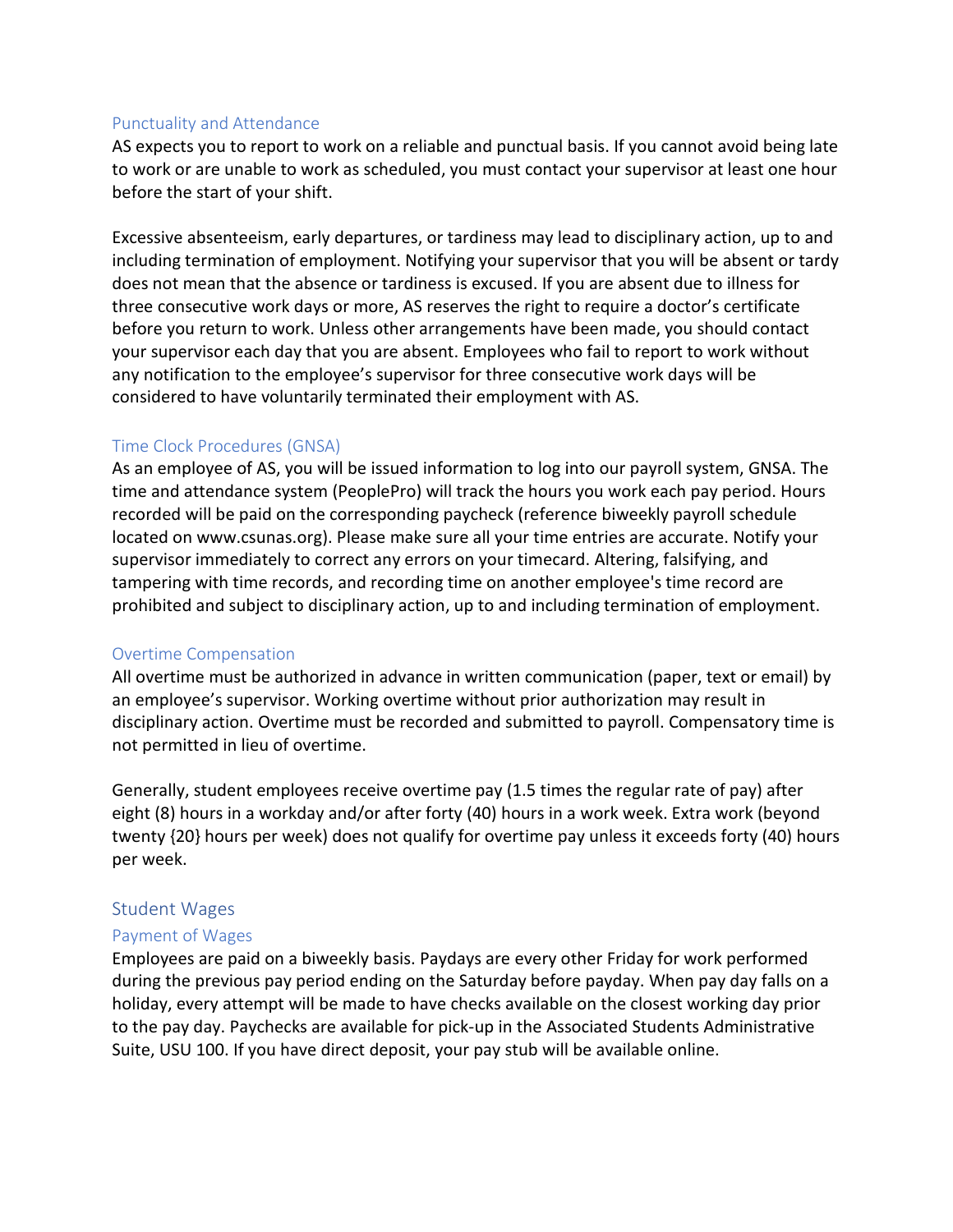### Punctuality and Attendance

AS expects you to report to work on a reliable and punctual basis. If you cannot avoid being late to work or are unable to work as scheduled, you must contact your supervisor at least one hour before the start of your shift.

Excessive absenteeism, early departures, or tardiness may lead to disciplinary action, up to and including termination of employment. Notifying your supervisor that you will be absent or tardy does not mean that the absence or tardiness is excused. If you are absent due to illness for three consecutive work days or more, AS reserves the right to require a doctor's certificate before you return to work. Unless other arrangements have been made, you should contact your supervisor each day that you are absent. Employees who fail to report to work without any notification to the employee's supervisor for three consecutive work days will be considered to have voluntarily terminated their employment with AS.

### Time Clock Procedures (GNSA)

As an employee of AS, you will be issued information to log into our payroll system, GNSA. The time and attendance system (PeoplePro) will track the hours you work each pay period. Hours recorded will be paid on the corresponding paycheck (reference biweekly payroll schedule located on www.csunas.org). Please make sure all your time entries are accurate. Notify your supervisor immediately to correct any errors on your timecard. Altering, falsifying, and tampering with time records, and recording time on another employee's time record are prohibited and subject to disciplinary action, up to and including termination of employment.

### Overtime Compensation

All overtime must be authorized in advance in written communication (paper, text or email) by an employee's supervisor. Working overtime without prior authorization may result in disciplinary action. Overtime must be recorded and submitted to payroll. Compensatory time is not permitted in lieu of overtime.

Generally, student employees receive overtime pay (1.5 times the regular rate of pay) after eight (8) hours in a workday and/or after forty (40) hours in a work week. Extra work (beyond twenty {20} hours per week) does not qualify for overtime pay unless it exceeds forty (40) hours per week.

## Student Wages

### Payment of Wages

Employees are paid on a biweekly basis. Paydays are every other Friday for work performed during the previous pay period ending on the Saturday before payday. When pay day falls on a holiday, every attempt will be made to have checks available on the closest working day prior to the pay day. Paychecks are available for pick-up in the Associated Students Administrative Suite, USU 100. If you have direct deposit, your pay stub will be available online.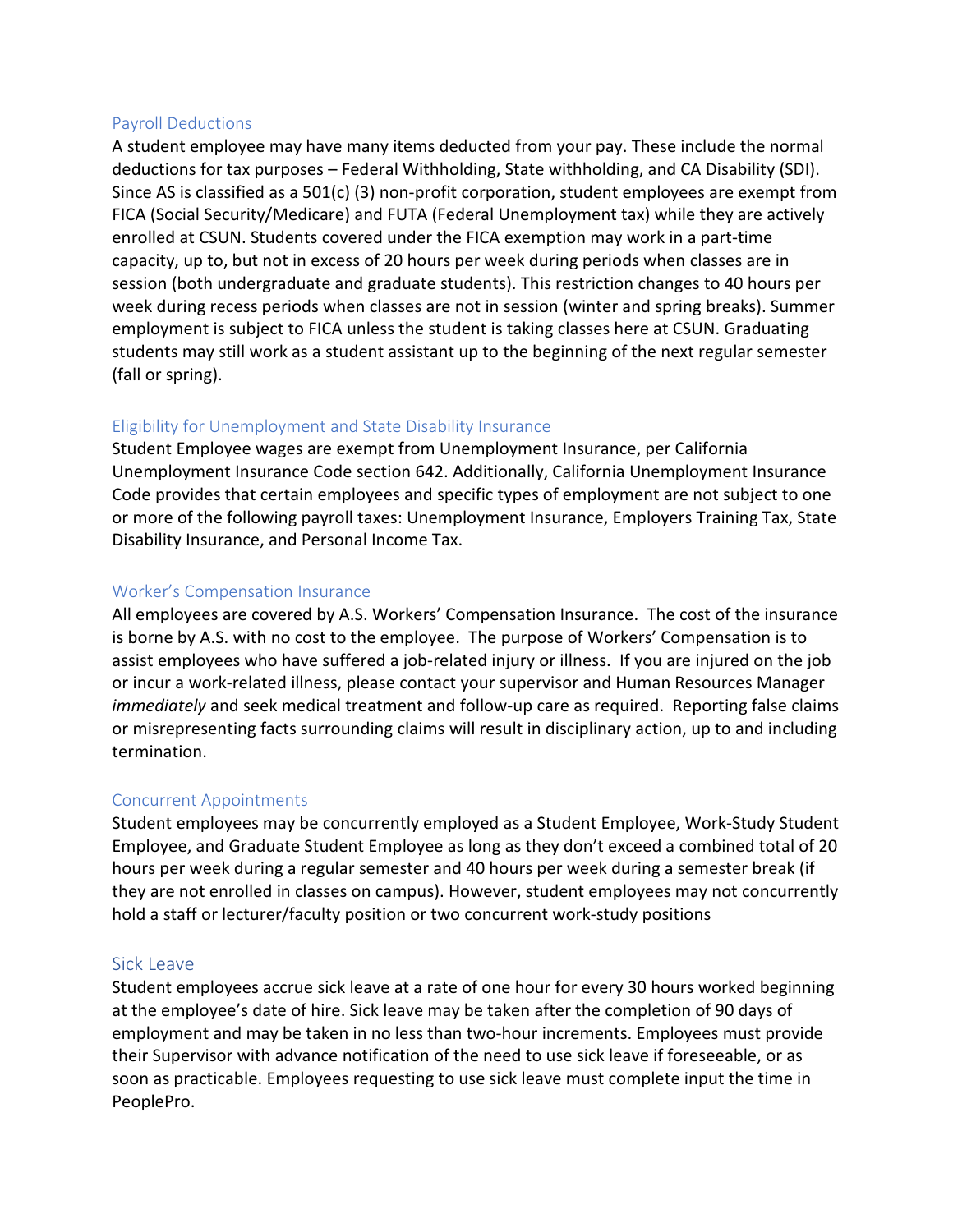## Payroll Deductions

A student employee may have many items deducted from your pay. These include the normal deductions for tax purposes – Federal Withholding, State withholding, and CA Disability (SDI). Since AS is classified as a 501(c) (3) non-profit corporation, student employees are exempt from FICA (Social Security/Medicare) and FUTA (Federal Unemployment tax) while they are actively enrolled at CSUN. Students covered under the FICA exemption may work in a part-time capacity, up to, but not in excess of 20 hours per week during periods when classes are in session (both undergraduate and graduate students). This restriction changes to 40 hours per week during recess periods when classes are not in session (winter and spring breaks). Summer employment is subject to FICA unless the student is taking classes here at CSUN. Graduating students may still work as a student assistant up to the beginning of the next regular semester (fall or spring).

## Eligibility for Unemployment and State Disability Insurance

Student Employee wages are exempt from Unemployment Insurance, per California Unemployment Insurance Code section 642. Additionally, California Unemployment Insurance Code provides that certain employees and specific types of employment are not subject to one or more of the following payroll taxes: Unemployment Insurance, Employers Training Tax, State Disability Insurance, and Personal Income Tax.

## Worker's Compensation Insurance

All employees are covered by A.S. Workers' Compensation Insurance. The cost of the insurance is borne by A.S. with no cost to the employee. The purpose of Workers' Compensation is to assist employees who have suffered a job-related injury or illness. If you are injured on the job or incur a work-related illness, please contact your supervisor and Human Resources Manager *immediately* and seek medical treatment and follow-up care as required. Reporting false claims or misrepresenting facts surrounding claims will result in disciplinary action, up to and including termination.

## Concurrent Appointments

Student employees may be concurrently employed as a Student Employee, Work-Study Student Employee, and Graduate Student Employee as long as they don't exceed a combined total of 20 hours per week during a regular semester and 40 hours per week during a semester break (if they are not enrolled in classes on campus). However, student employees may not concurrently hold a staff or lecturer/faculty position or two concurrent work-study positions

## Sick Leave

Student employees accrue sick leave at a rate of one hour for every 30 hours worked beginning at the employee's date of hire. Sick leave may be taken after the completion of 90 days of employment and may be taken in no less than two-hour increments. Employees must provide their Supervisor with advance notification of the need to use sick leave if foreseeable, or as soon as practicable. Employees requesting to use sick leave must complete input the time in PeoplePro.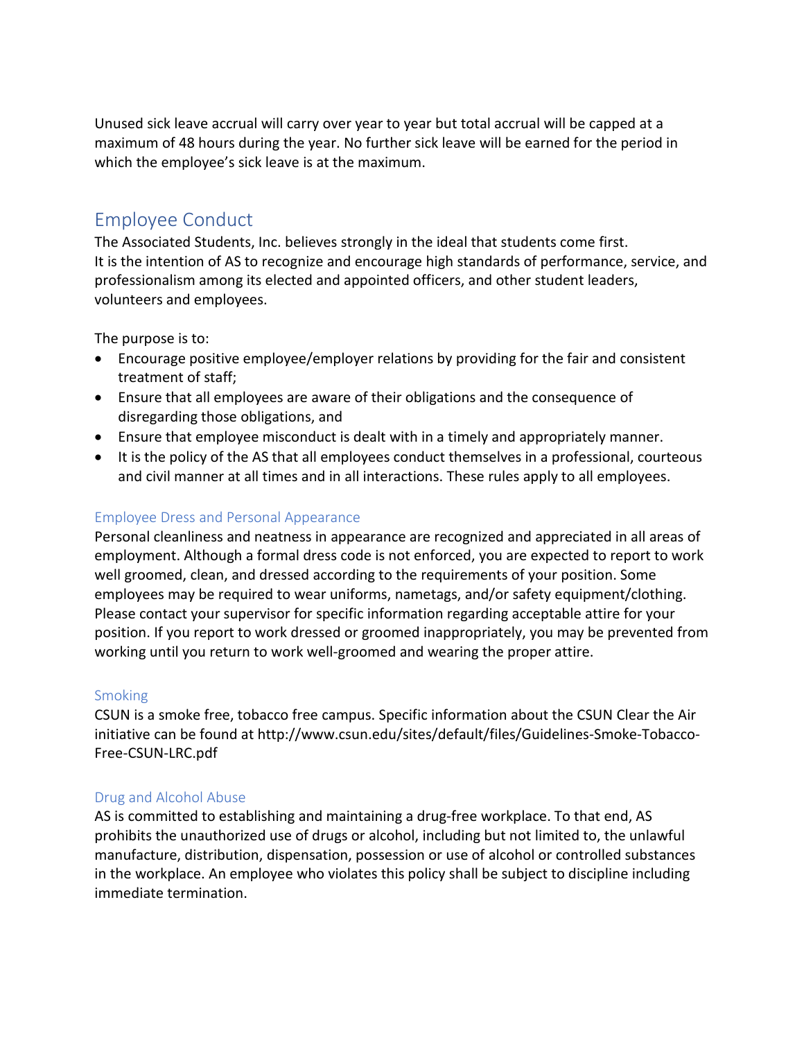Unused sick leave accrual will carry over year to year but total accrual will be capped at a maximum of 48 hours during the year. No further sick leave will be earned for the period in which the employee's sick leave is at the maximum.

## Employee Conduct

The Associated Students, Inc. believes strongly in the ideal that students come first.
It is the intention of AS to recognize and encourage high standards of performance, service, and professionalism among its elected and appointed officers, and other student leaders, volunteers and employees.

The purpose is to:

- Encourage positive employee/employer relations by providing for the fair and consistent treatment of staff;
- Ensure that all employees are aware of their obligations and the consequence of disregarding those obligations, and
- Ensure that employee misconduct is dealt with in a timely and appropriately manner.
- It is the policy of the AS that all employees conduct themselves in a professional, courteous and civil manner at all times and in all interactions. These rules apply to all employees.

### Employee Dress and Personal Appearance

Personal cleanliness and neatness in appearance are recognized and appreciated in all areas of employment. Although a formal dress code is not enforced, you are expected to report to work well groomed, clean, and dressed according to the requirements of your position. Some employees may be required to wear uniforms, nametags, and/or safety equipment/clothing. Please contact your supervisor for specific information regarding acceptable attire for your position. If you report to work dressed or groomed inappropriately, you may be prevented from working until you return to work well-groomed and wearing the proper attire.

### Smoking

CSUN is a smoke free, tobacco free campus. Specific information about the CSUN Clear the Air initiative can be found at http://www.csun.edu/sites/default/files/Guidelines-Smoke-Tobacco-Free-CSUN-LRC.pdf

### Drug and Alcohol Abuse

AS is committed to establishing and maintaining a drug-free workplace. To that end, AS prohibits the unauthorized use of drugs or alcohol, including but not limited to, the unlawful manufacture, distribution, dispensation, possession or use of alcohol or controlled substances in the workplace. An employee who violates this policy shall be subject to discipline including immediate termination.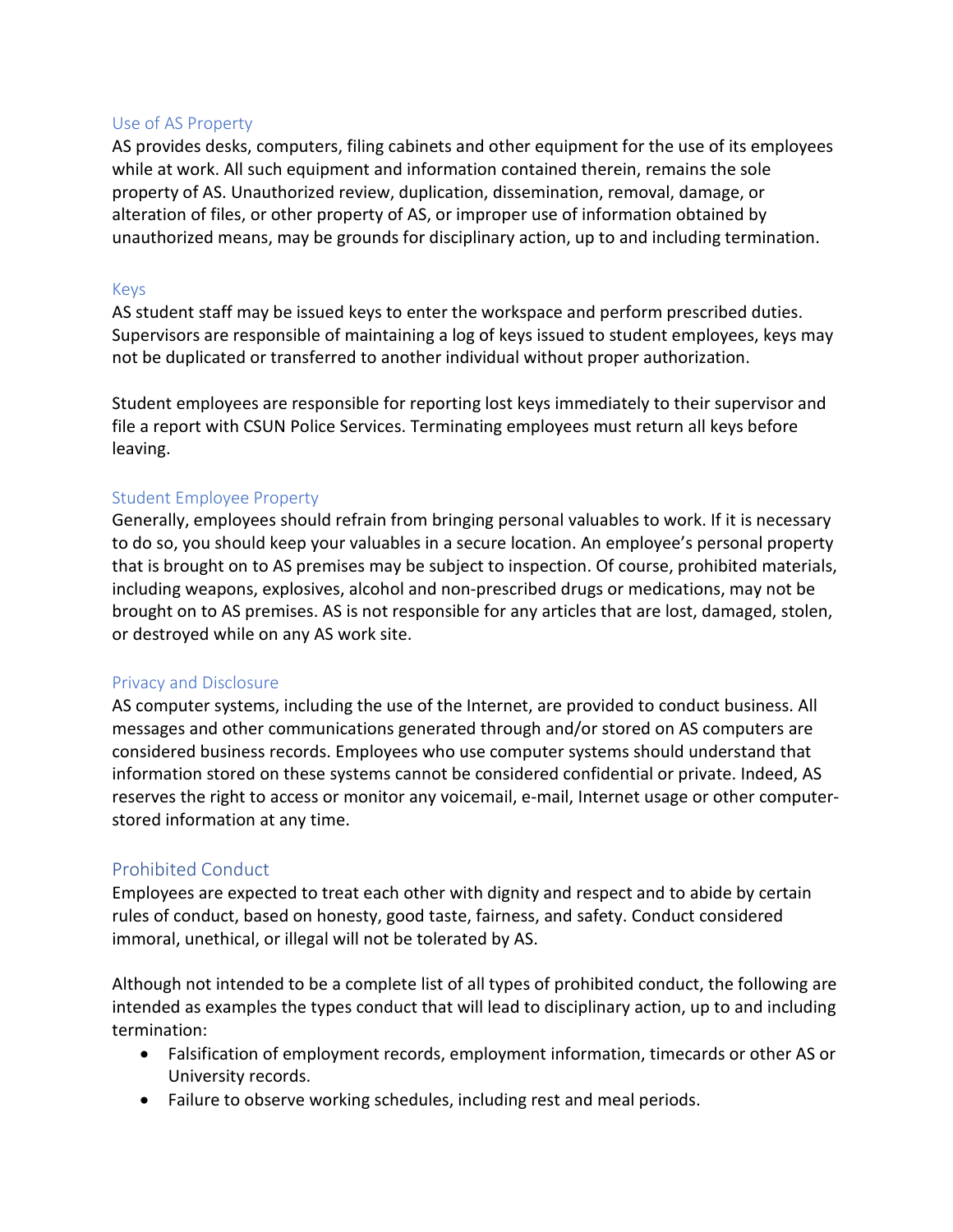## Use of AS Property

AS provides desks, computers, filing cabinets and other equipment for the use of its employees while at work. All such equipment and information contained therein, remains the sole property of AS. Unauthorized review, duplication, dissemination, removal, damage, or alteration of files, or other property of AS, or improper use of information obtained by unauthorized means, may be grounds for disciplinary action, up to and including termination.

## Keys

AS student staff may be issued keys to enter the workspace and perform prescribed duties. Supervisors are responsible of maintaining a log of keys issued to student employees, keys may not be duplicated or transferred to another individual without proper authorization.

Student employees are responsible for reporting lost keys immediately to their supervisor and file a report with CSUN Police Services. Terminating employees must return all keys before leaving.

## Student Employee Property

Generally, employees should refrain from bringing personal valuables to work. If it is necessary to do so, you should keep your valuables in a secure location. An employee's personal property that is brought on to AS premises may be subject to inspection. Of course, prohibited materials, including weapons, explosives, alcohol and non-prescribed drugs or medications, may not be brought on to AS premises. AS is not responsible for any articles that are lost, damaged, stolen, or destroyed while on any AS work site.

## Privacy and Disclosure

AS computer systems, including the use of the Internet, are provided to conduct business. All messages and other communications generated through and/or stored on AS computers are considered business records. Employees who use computer systems should understand that information stored on these systems cannot be considered confidential or private. Indeed, AS reserves the right to access or monitor any voicemail, e-mail, Internet usage or other computer-stored information at any time.

## Prohibited Conduct

Employees are expected to treat each other with dignity and respect and to abide by certain rules of conduct, based on honesty, good taste, fairness, and safety. Conduct considered immoral, unethical, or illegal will not be tolerated by AS.

Although not intended to be a complete list of all types of prohibited conduct, the following are intended as examples the types conduct that will lead to disciplinary action, up to and including termination:

- Falsification of employment records, employment information, timecards or other AS or University records.
- Failure to observe working schedules, including rest and meal periods.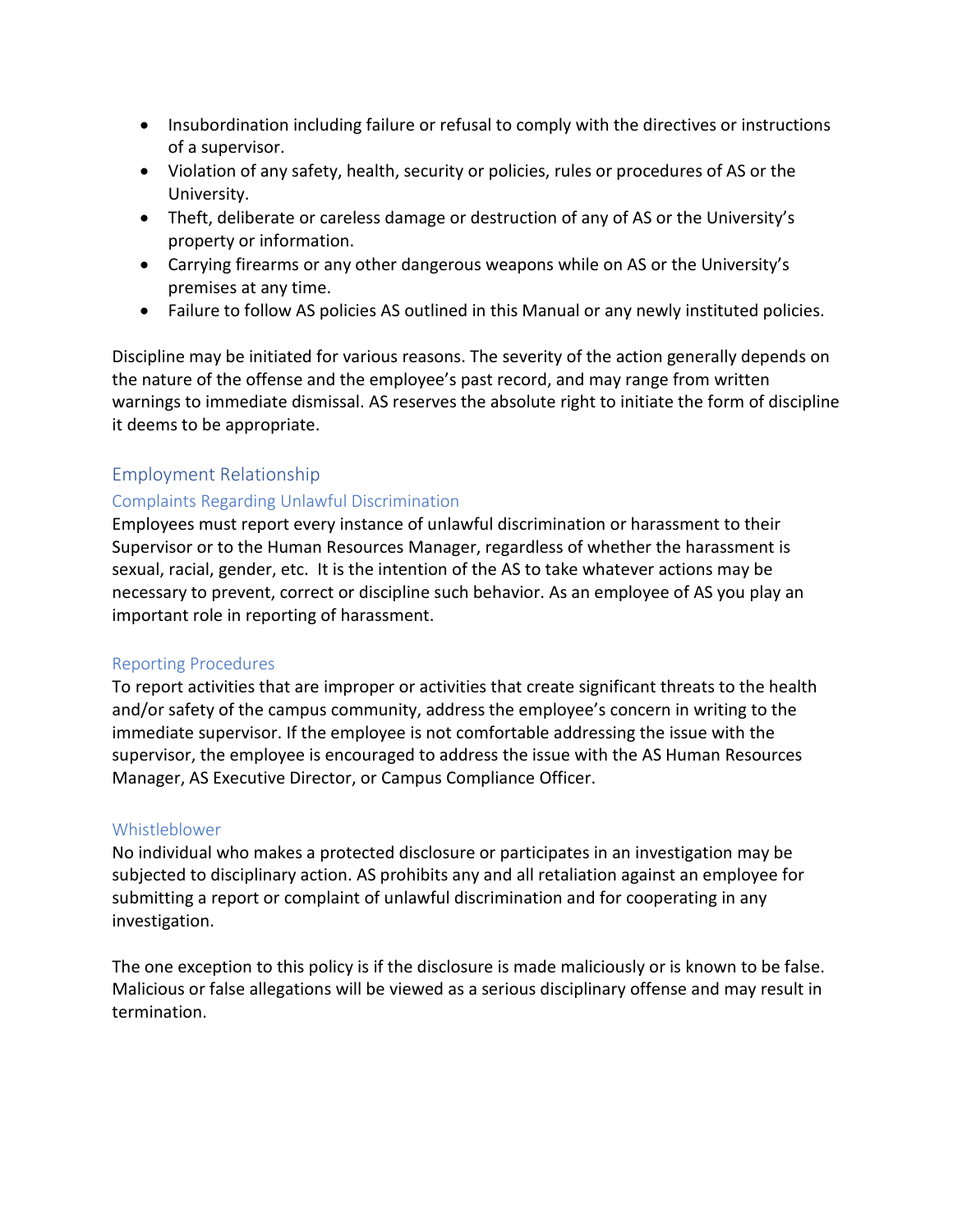- Insubordination including failure or refusal to comply with the directives or instructions of a supervisor.
- Violation of any safety, health, security or policies, rules or procedures of AS or the University.
- Theft, deliberate or careless damage or destruction of any of AS or the University's property or information.
- Carrying firearms or any other dangerous weapons while on AS or the University's premises at any time.
- Failure to follow AS policies AS outlined in this Manual or any newly instituted policies.

Discipline may be initiated for various reasons. The severity of the action generally depends on the nature of the offense and the employee's past record, and may range from written warnings to immediate dismissal. AS reserves the absolute right to initiate the form of discipline it deems to be appropriate.

## Employment Relationship

### Complaints Regarding Unlawful Discrimination

Employees must report every instance of unlawful discrimination or harassment to their Supervisor or to the Human Resources Manager, regardless of whether the harassment is sexual, racial, gender, etc. It is the intention of the AS to take whatever actions may be necessary to prevent, correct or discipline such behavior. As an employee of AS you play an important role in reporting of harassment.

### Reporting Procedures

To report activities that are improper or activities that create significant threats to the health and/or safety of the campus community, address the employee's concern in writing to the immediate supervisor. If the employee is not comfortable addressing the issue with the supervisor, the employee is encouraged to address the issue with the AS Human Resources Manager, AS Executive Director, or Campus Compliance Officer.

### Whistleblower

No individual who makes a protected disclosure or participates in an investigation may be subjected to disciplinary action. AS prohibits any and all retaliation against an employee for submitting a report or complaint of unlawful discrimination and for cooperating in any investigation.

The one exception to this policy is if the disclosure is made maliciously or is known to be false. Malicious or false allegations will be viewed as a serious disciplinary offense and may result in termination.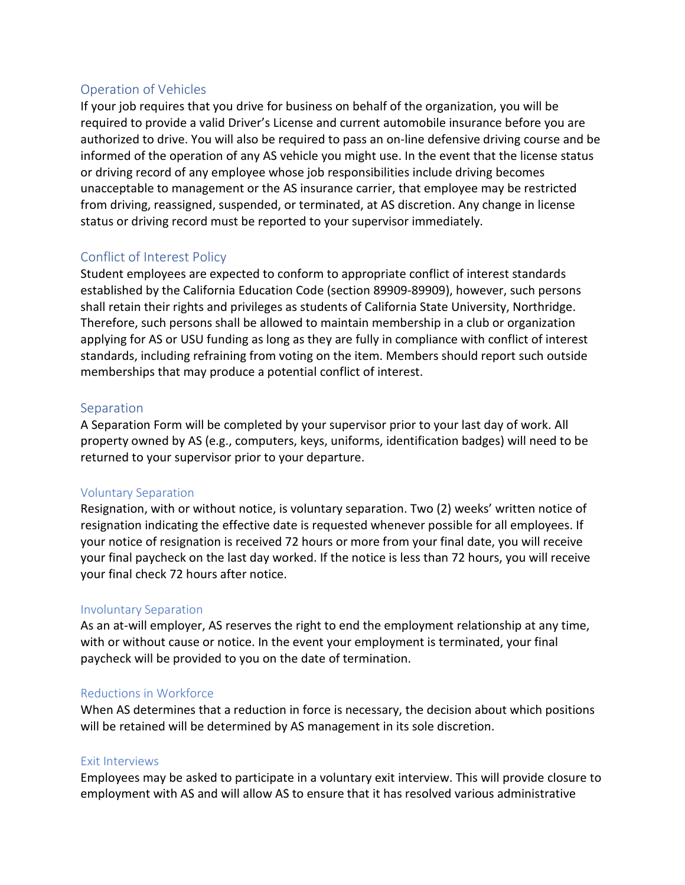## Operation of Vehicles

If your job requires that you drive for business on behalf of the organization, you will be required to provide a valid Driver's License and current automobile insurance before you are authorized to drive. You will also be required to pass an on-line defensive driving course and be informed of the operation of any AS vehicle you might use. In the event that the license status or driving record of any employee whose job responsibilities include driving becomes unacceptable to management or the AS insurance carrier, that employee may be restricted from driving, reassigned, suspended, or terminated, at AS discretion. Any change in license status or driving record must be reported to your supervisor immediately.

## Conflict of Interest Policy

Student employees are expected to conform to appropriate conflict of interest standards established by the California Education Code (section 89909-89909), however, such persons shall retain their rights and privileges as students of California State University, Northridge. Therefore, such persons shall be allowed to maintain membership in a club or organization applying for AS or USU funding as long as they are fully in compliance with conflict of interest standards, including refraining from voting on the item. Members should report such outside memberships that may produce a potential conflict of interest.

## Separation

A Separation Form will be completed by your supervisor prior to your last day of work. All property owned by AS (e.g., computers, keys, uniforms, identification badges) will need to be returned to your supervisor prior to your departure.

### Voluntary Separation

Resignation, with or without notice, is voluntary separation. Two (2) weeks' written notice of resignation indicating the effective date is requested whenever possible for all employees. If your notice of resignation is received 72 hours or more from your final date, you will receive your final paycheck on the last day worked. If the notice is less than 72 hours, you will receive your final check 72 hours after notice.

### Involuntary Separation

As an at-will employer, AS reserves the right to end the employment relationship at any time, with or without cause or notice. In the event your employment is terminated, your final paycheck will be provided to you on the date of termination.

### Reductions in Workforce

When AS determines that a reduction in force is necessary, the decision about which positions will be retained will be determined by AS management in its sole discretion.

### Exit Interviews

Employees may be asked to participate in a voluntary exit interview. This will provide closure to employment with AS and will allow AS to ensure that it has resolved various administrative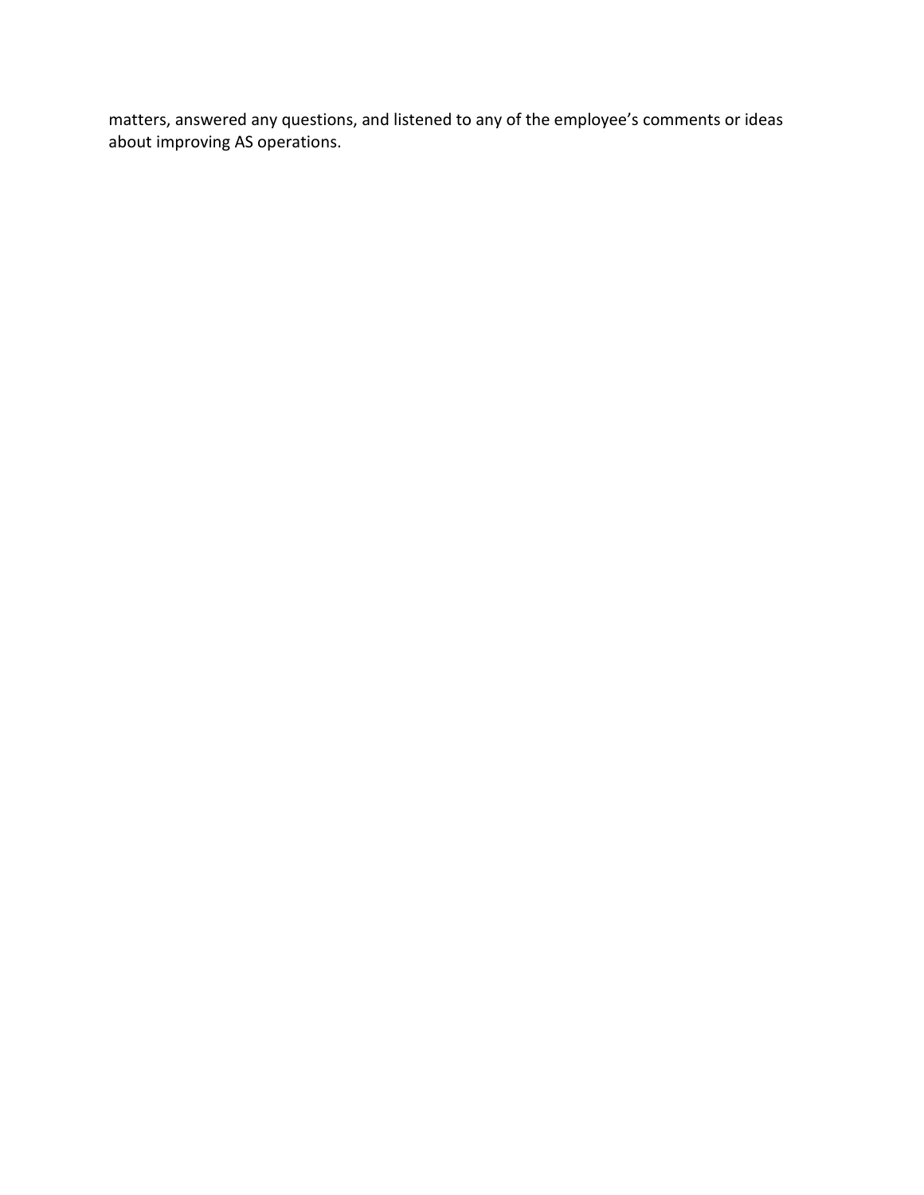matters, answered any questions, and listened to any of the employee’s comments or ideas about improving AS operations.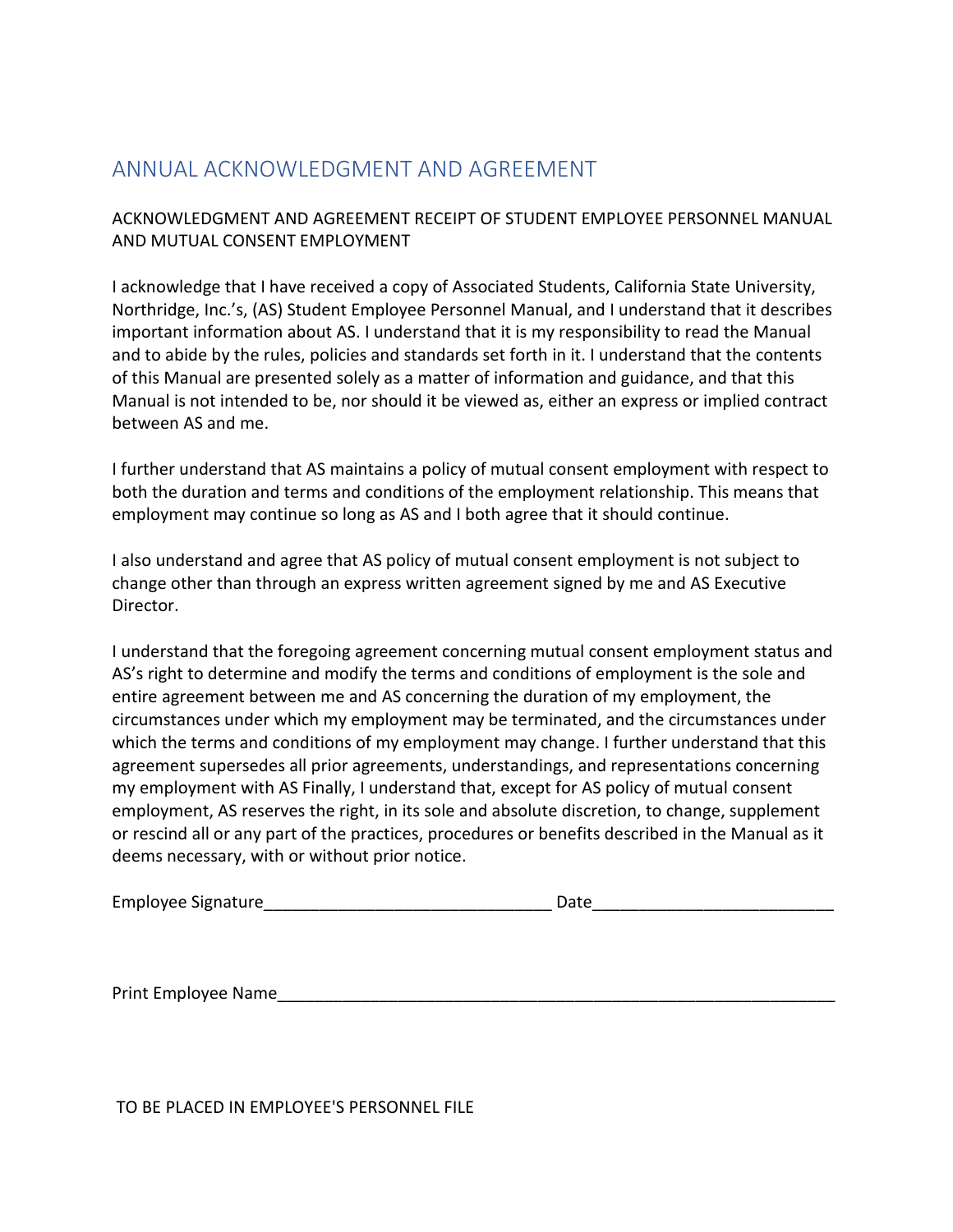## ANNUAL ACKNOWLEDGMENT AND AGREEMENT

ACKNOWLEDGMENT AND AGREEMENT RECEIPT OF STUDENT EMPLOYEE PERSONNEL MANUAL AND MUTUAL CONSENT EMPLOYMENT

I acknowledge that I have received a copy of Associated Students, California State University, Northridge, Inc.'s, (AS) Student Employee Personnel Manual, and I understand that it describes important information about AS. I understand that it is my responsibility to read the Manual and to abide by the rules, policies and standards set forth in it. I understand that the contents of this Manual are presented solely as a matter of information and guidance, and that this Manual is not intended to be, nor should it be viewed as, either an express or implied contract between AS and me.

I further understand that AS maintains a policy of mutual consent employment with respect to both the duration and terms and conditions of the employment relationship. This means that employment may continue so long as AS and I both agree that it should continue.

I also understand and agree that AS policy of mutual consent employment is not subject to change other than through an express written agreement signed by me and AS Executive Director.

I understand that the foregoing agreement concerning mutual consent employment status and AS's right to determine and modify the terms and conditions of employment is the sole and entire agreement between me and AS concerning the duration of my employment, the circumstances under which my employment may be terminated, and the circumstances under which the terms and conditions of my employment may change. I further understand that this agreement supersedes all prior agreements, understandings, and representations concerning my employment with AS Finally, I understand that, except for AS policy of mutual consent employment, AS reserves the right, in its sole and absolute discretion, to change, supplement or rescind all or any part of the practices, procedures or benefits described in the Manual as it deems necessary, with or without prior notice.

Employee Signature_______________________________ Date__________________________

Print Employee Name_____________________________________________________________

TO BE PLACED IN EMPLOYEE'S PERSONNEL FILE